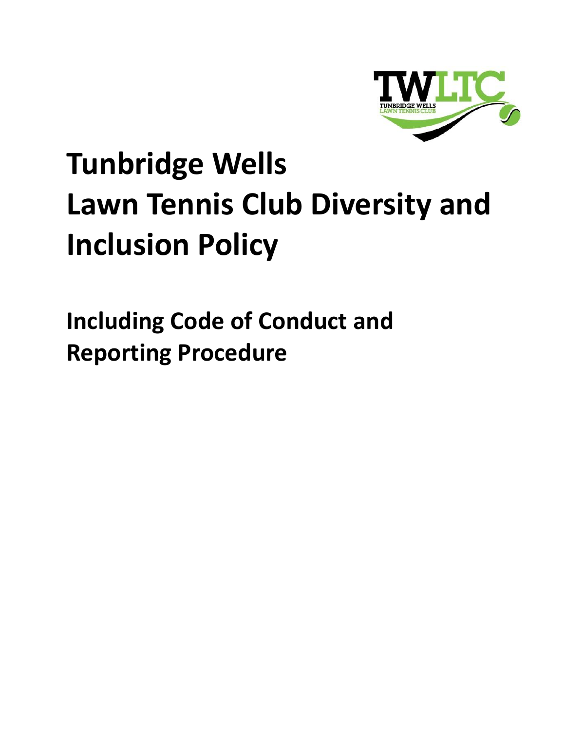# Tunbridge Wells Lawn Tennis Club Diversity and Inclusion Policy

## Including Code of Conduct and Reporting Procedure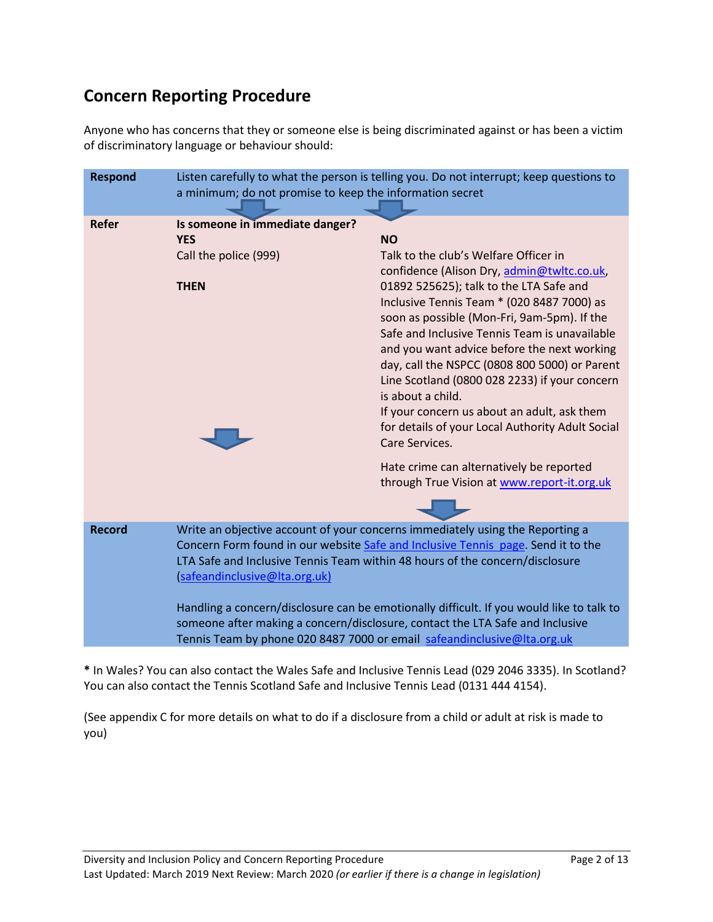## Concern Reporting Procedure

Anyone who has concerns that they or someone else is being discriminated against or has been a victim of discriminatory language or behaviour should:

| | | |
|---|---|---|
| **Respond** | Listen carefully to what the person is telling you. Do not interrupt; keep questions to a minimum; do not promise to keep the information secret | |
| **Refer** | **Is someone in immediate danger?**<br>**YES**<br>Call the police (999)<br><br>**THEN** | **NO**<br>Talk to the club's Welfare Officer in confidence (Alison Dry, admin@twltc.co.uk, 01892 525625); talk to the LTA Safe and Inclusive Tennis Team * (020 8487 7000) as soon as possible (Mon-Fri, 9am-5pm). If the Safe and Inclusive Tennis Team is unavailable and you want advice before the next working day, call the NSPCC (0808 800 5000) or Parent Line Scotland (0800 028 2233) if your concern is about a child.<br>If your concern us about an adult, ask them for details of your Local Authority Adult Social Care Services.<br><br>Hate crime can alternatively be reported through True Vision at www.report-it.org.uk |
| **Record** | Write an objective account of your concerns immediately using the Reporting a Concern Form found in our website Safe and Inclusive Tennis page. Send it to the LTA Safe and Inclusive Tennis Team within 48 hours of the concern/disclosure (safeandinclusive@lta.org.uk)<br><br>Handling a concern/disclosure can be emotionally difficult. If you would like to talk to someone after making a concern/disclosure, contact the LTA Safe and Inclusive Tennis Team by phone 020 8487 7000 or email safeandinclusive@lta.org.uk | |

**\*** In Wales? You can also contact the Wales Safe and Inclusive Tennis Lead (029 2046 3335). In Scotland? You can also contact the Tennis Scotland Safe and Inclusive Tennis Lead (0131 444 4154).

(See appendix C for more details on what to do if a disclosure from a child or adult at risk is made to you)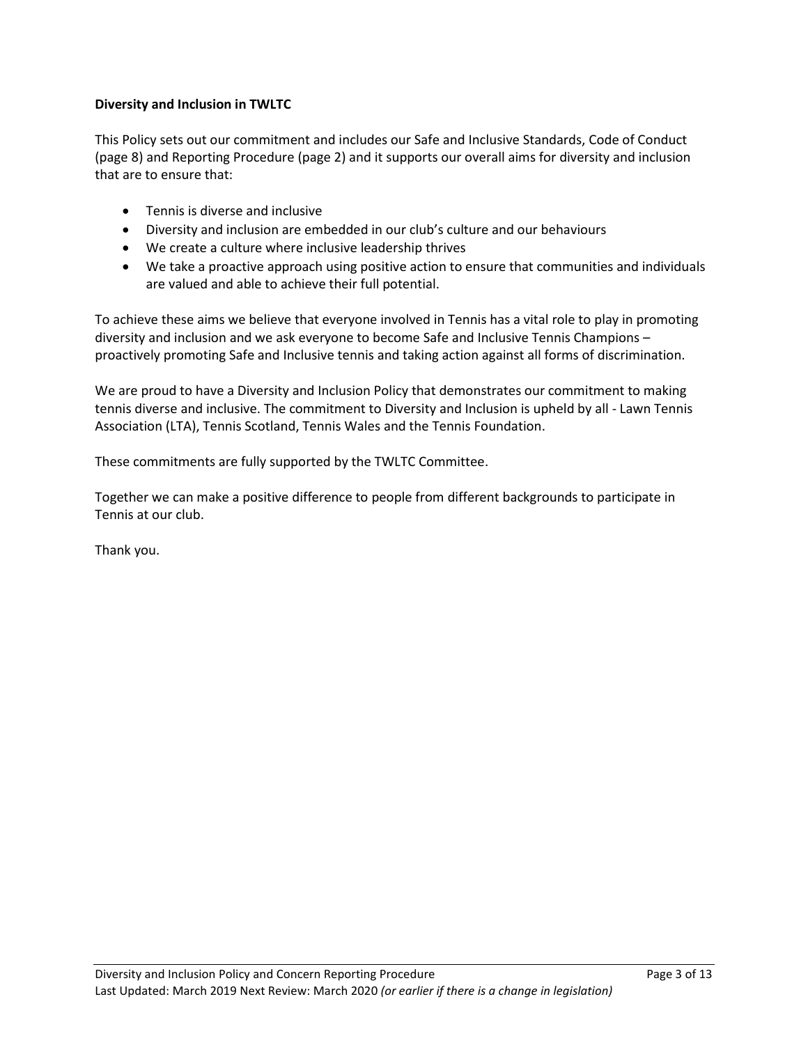**Diversity and Inclusion in TWLTC**

This Policy sets out our commitment and includes our Safe and Inclusive Standards, Code of Conduct (page 8) and Reporting Procedure (page 2) and it supports our overall aims for diversity and inclusion that are to ensure that:

- Tennis is diverse and inclusive
- Diversity and inclusion are embedded in our club's culture and our behaviours
- We create a culture where inclusive leadership thrives
- We take a proactive approach using positive action to ensure that communities and individuals are valued and able to achieve their full potential.

To achieve these aims we believe that everyone involved in Tennis has a vital role to play in promoting diversity and inclusion and we ask everyone to become Safe and Inclusive Tennis Champions – proactively promoting Safe and Inclusive tennis and taking action against all forms of discrimination.

We are proud to have a Diversity and Inclusion Policy that demonstrates our commitment to making tennis diverse and inclusive. The commitment to Diversity and Inclusion is upheld by all - Lawn Tennis Association (LTA), Tennis Scotland, Tennis Wales and the Tennis Foundation.

These commitments are fully supported by the TWLTC Committee.

Together we can make a positive difference to people from different backgrounds to participate in Tennis at our club.

Thank you.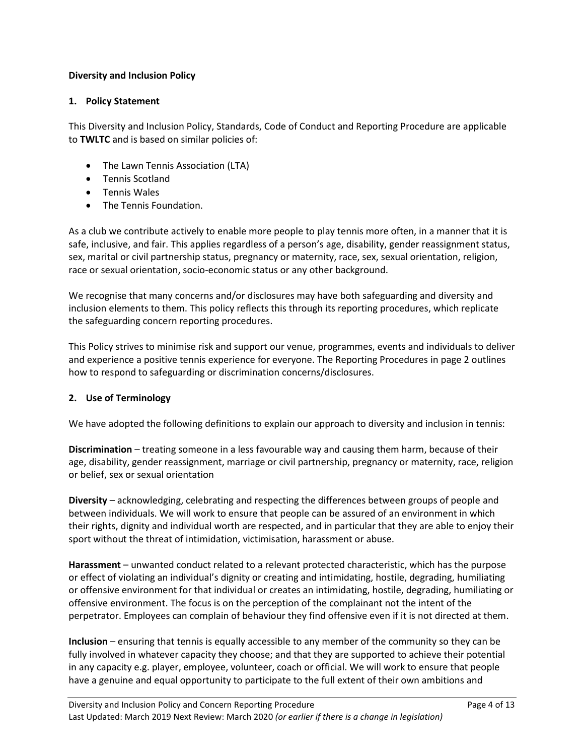**Diversity and Inclusion Policy**

## 1. Policy Statement

This Diversity and Inclusion Policy, Standards, Code of Conduct and Reporting Procedure are applicable to **TWLTC** and is based on similar policies of:

- The Lawn Tennis Association (LTA)
- Tennis Scotland
- Tennis Wales
- The Tennis Foundation.

As a club we contribute actively to enable more people to play tennis more often, in a manner that it is safe, inclusive, and fair. This applies regardless of a person's age, disability, gender reassignment status, sex, marital or civil partnership status, pregnancy or maternity, race, sex, sexual orientation, religion, race or sexual orientation, socio-economic status or any other background.

We recognise that many concerns and/or disclosures may have both safeguarding and diversity and inclusion elements to them. This policy reflects this through its reporting procedures, which replicate the safeguarding concern reporting procedures.

This Policy strives to minimise risk and support our venue, programmes, events and individuals to deliver and experience a positive tennis experience for everyone. The Reporting Procedures in page 2 outlines how to respond to safeguarding or discrimination concerns/disclosures.

## 2. Use of Terminology

We have adopted the following definitions to explain our approach to diversity and inclusion in tennis:

**Discrimination** – treating someone in a less favourable way and causing them harm, because of their age, disability, gender reassignment, marriage or civil partnership, pregnancy or maternity, race, religion or belief, sex or sexual orientation

**Diversity** – acknowledging, celebrating and respecting the differences between groups of people and between individuals. We will work to ensure that people can be assured of an environment in which their rights, dignity and individual worth are respected, and in particular that they are able to enjoy their sport without the threat of intimidation, victimisation, harassment or abuse.

**Harassment** – unwanted conduct related to a relevant protected characteristic, which has the purpose or effect of violating an individual's dignity or creating and intimidating, hostile, degrading, humiliating or offensive environment for that individual or creates an intimidating, hostile, degrading, humiliating or offensive environment. The focus is on the perception of the complainant not the intent of the perpetrator. Employees can complain of behaviour they find offensive even if it is not directed at them.

**Inclusion** – ensuring that tennis is equally accessible to any member of the community so they can be fully involved in whatever capacity they choose; and that they are supported to achieve their potential in any capacity e.g. player, employee, volunteer, coach or official. We will work to ensure that people have a genuine and equal opportunity to participate to the full extent of their own ambitions and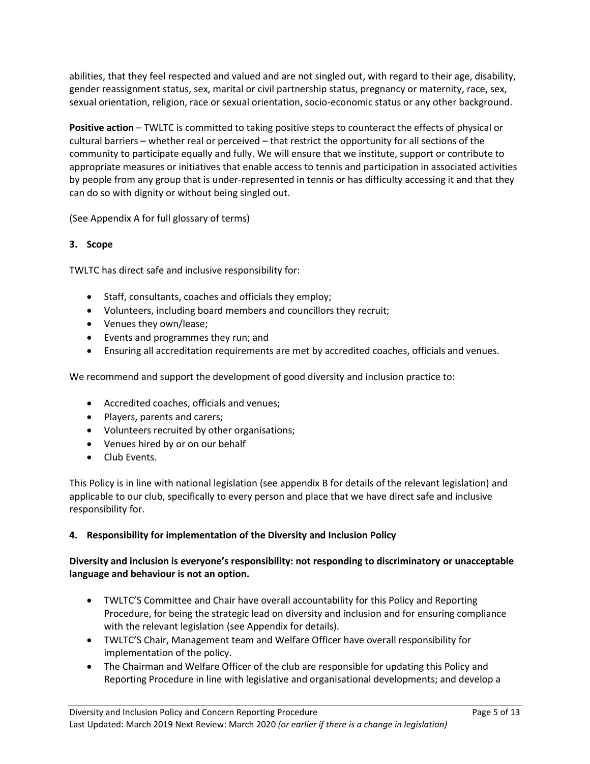abilities, that they feel respected and valued and are not singled out, with regard to their age, disability, gender reassignment status, sex, marital or civil partnership status, pregnancy or maternity, race, sex, sexual orientation, religion, race or sexual orientation, socio-economic status or any other background.

**Positive action** – TWLTC is committed to taking positive steps to counteract the effects of physical or cultural barriers – whether real or perceived – that restrict the opportunity for all sections of the community to participate equally and fully. We will ensure that we institute, support or contribute to appropriate measures or initiatives that enable access to tennis and participation in associated activities by people from any group that is under-represented in tennis or has difficulty accessing it and that they can do so with dignity or without being singled out.

(See Appendix A for full glossary of terms)

**3. Scope**

TWLTC has direct safe and inclusive responsibility for:

- Staff, consultants, coaches and officials they employ;
- Volunteers, including board members and councillors they recruit;
- Venues they own/lease;
- Events and programmes they run; and
- Ensuring all accreditation requirements are met by accredited coaches, officials and venues.

We recommend and support the development of good diversity and inclusion practice to:

- Accredited coaches, officials and venues;
- Players, parents and carers;
- Volunteers recruited by other organisations;
- Venues hired by or on our behalf
- Club Events.

This Policy is in line with national legislation (see appendix B for details of the relevant legislation) and applicable to our club, specifically to every person and place that we have direct safe and inclusive responsibility for.

**4. Responsibility for implementation of the Diversity and Inclusion Policy**

**Diversity and inclusion is everyone's responsibility: not responding to discriminatory or unacceptable language and behaviour is not an option.**

- TWLTC'S Committee and Chair have overall accountability for this Policy and Reporting Procedure, for being the strategic lead on diversity and inclusion and for ensuring compliance with the relevant legislation (see Appendix for details).
- TWLTC'S Chair, Management team and Welfare Officer have overall responsibility for implementation of the policy.
- The Chairman and Welfare Officer of the club are responsible for updating this Policy and Reporting Procedure in line with legislative and organisational developments; and develop a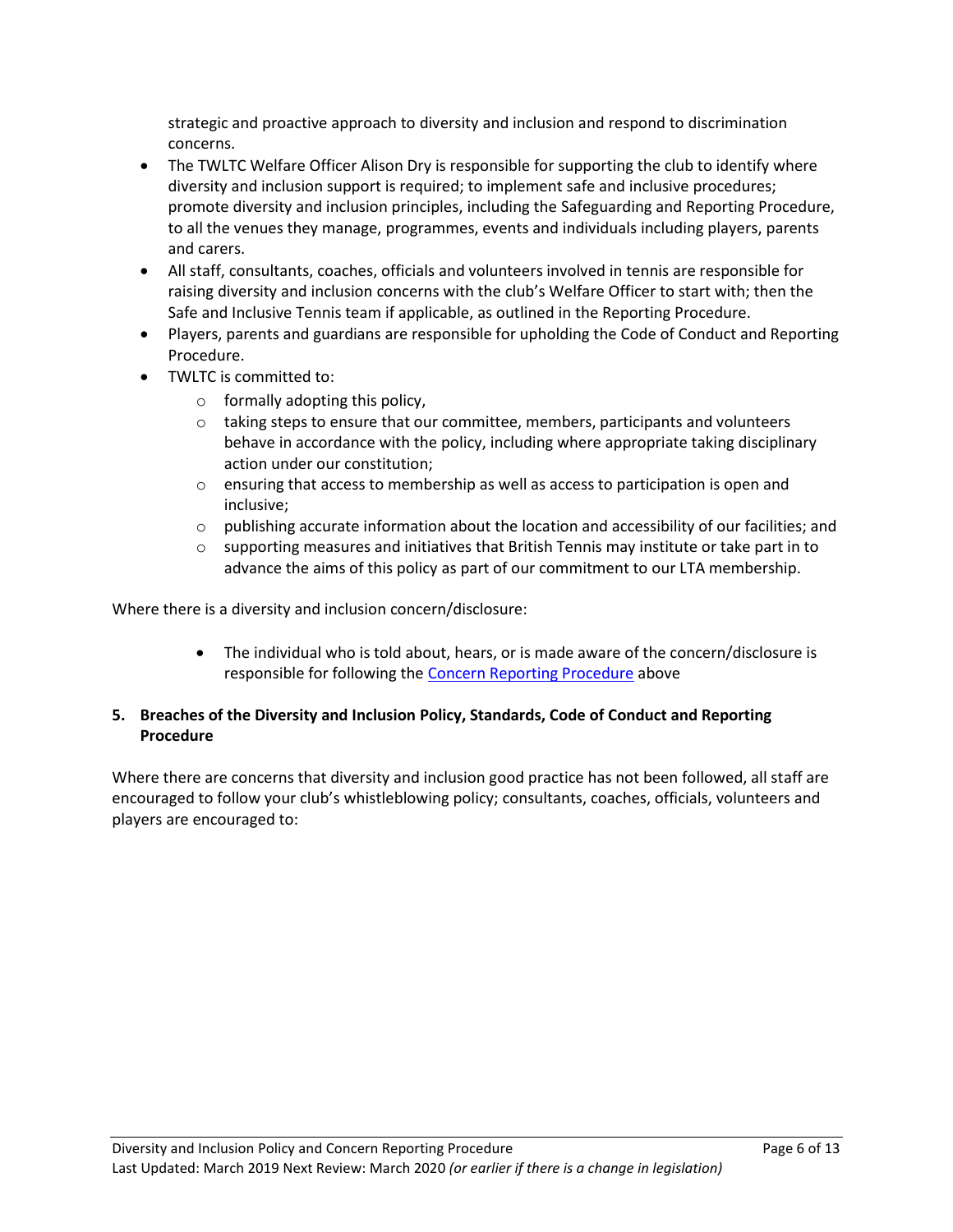strategic and proactive approach to diversity and inclusion and respond to discrimination concerns.

- The TWLTC Welfare Officer Alison Dry is responsible for supporting the club to identify where diversity and inclusion support is required; to implement safe and inclusive procedures; promote diversity and inclusion principles, including the Safeguarding and Reporting Procedure, to all the venues they manage, programmes, events and individuals including players, parents and carers.
- All staff, consultants, coaches, officials and volunteers involved in tennis are responsible for raising diversity and inclusion concerns with the club's Welfare Officer to start with; then the Safe and Inclusive Tennis team if applicable, as outlined in the Reporting Procedure.
- Players, parents and guardians are responsible for upholding the Code of Conduct and Reporting Procedure.
- TWLTC is committed to:
  - formally adopting this policy,
  - taking steps to ensure that our committee, members, participants and volunteers behave in accordance with the policy, including where appropriate taking disciplinary action under our constitution;
  - ensuring that access to membership as well as access to participation is open and inclusive;
  - publishing accurate information about the location and accessibility of our facilities; and
  - supporting measures and initiatives that British Tennis may institute or take part in to advance the aims of this policy as part of our commitment to our LTA membership.

Where there is a diversity and inclusion concern/disclosure:

- The individual who is told about, hears, or is made aware of the concern/disclosure is responsible for following the Concern Reporting Procedure above

**5. Breaches of the Diversity and Inclusion Policy, Standards, Code of Conduct and Reporting Procedure**

Where there are concerns that diversity and inclusion good practice has not been followed, all staff are encouraged to follow your club's whistleblowing policy; consultants, coaches, officials, volunteers and players are encouraged to: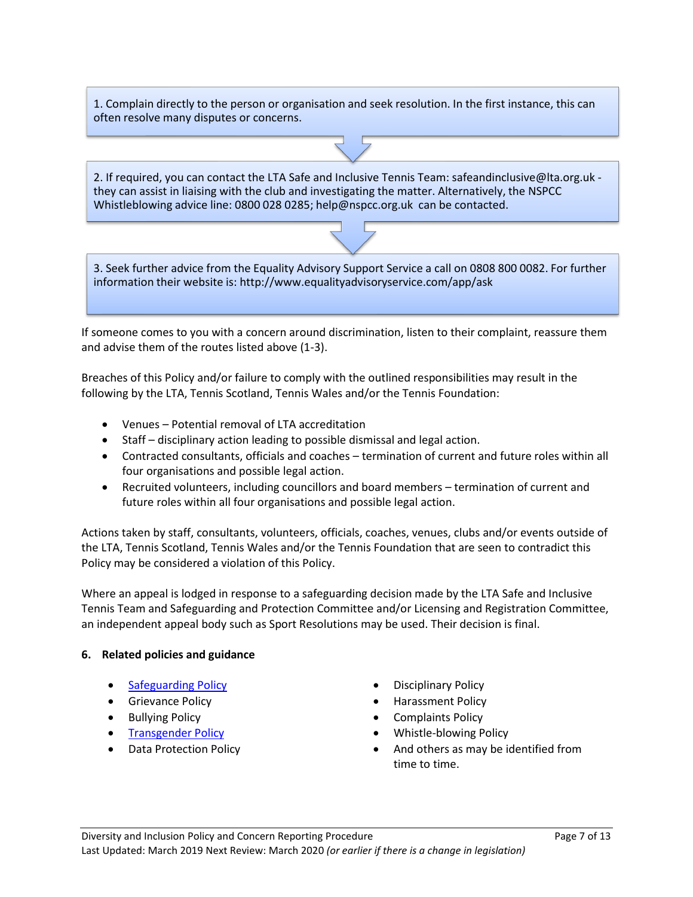1. Complain directly to the person or organisation and seek resolution. In the first instance, this can often resolve many disputes or concerns.

2. If required, you can contact the LTA Safe and Inclusive Tennis Team: safeandinclusive@lta.org.uk - they can assist in liaising with the club and investigating the matter. Alternatively, the NSPCC Whistleblowing advice line: 0800 028 0285; help@nspcc.org.uk can be contacted.

3. Seek further advice from the Equality Advisory Support Service a call on 0808 800 0082. For further information their website is: http://www.equalityadvisoryservice.com/app/ask

If someone comes to you with a concern around discrimination, listen to their complaint, reassure them and advise them of the routes listed above (1-3).

Breaches of this Policy and/or failure to comply with the outlined responsibilities may result in the following by the LTA, Tennis Scotland, Tennis Wales and/or the Tennis Foundation:

- Venues – Potential removal of LTA accreditation
- Staff – disciplinary action leading to possible dismissal and legal action.
- Contracted consultants, officials and coaches – termination of current and future roles within all four organisations and possible legal action.
- Recruited volunteers, including councillors and board members – termination of current and future roles within all four organisations and possible legal action.

Actions taken by staff, consultants, volunteers, officials, coaches, venues, clubs and/or events outside of the LTA, Tennis Scotland, Tennis Wales and/or the Tennis Foundation that are seen to contradict this Policy may be considered a violation of this Policy.

Where an appeal is lodged in response to a safeguarding decision made by the LTA Safe and Inclusive Tennis Team and Safeguarding and Protection Committee and/or Licensing and Registration Committee, an independent appeal body such as Sport Resolutions may be used. Their decision is final.

## 6. Related policies and guidance

- Safeguarding Policy
- Grievance Policy
- Bullying Policy
- Transgender Policy
- Data Protection Policy
- Disciplinary Policy
- Harassment Policy
- Complaints Policy
- Whistle-blowing Policy
- And others as may be identified from time to time.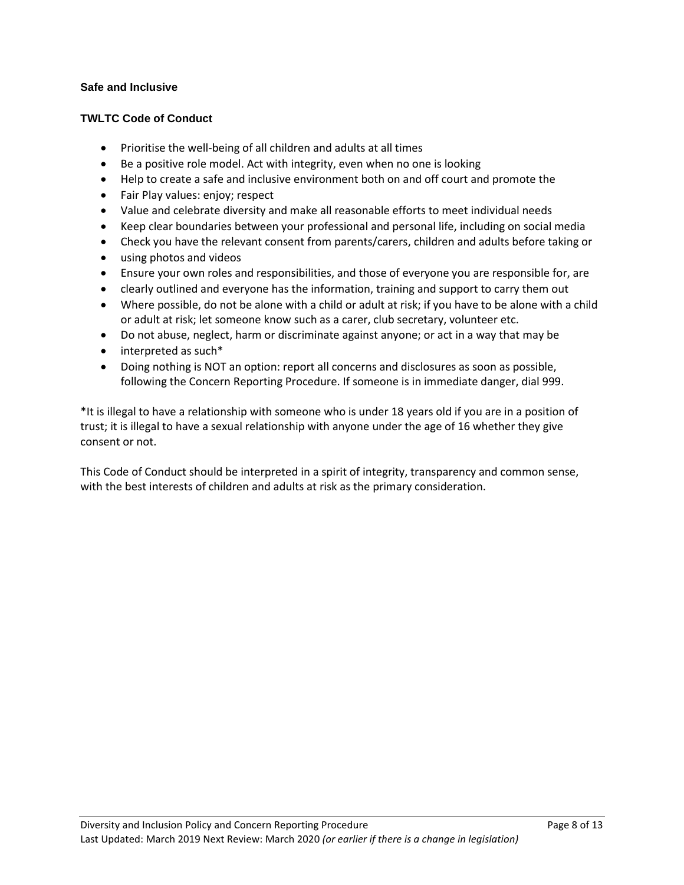**Safe and Inclusive**

**TWLTC Code of Conduct**

- Prioritise the well-being of all children and adults at all times
- Be a positive role model. Act with integrity, even when no one is looking
- Help to create a safe and inclusive environment both on and off court and promote the
- Fair Play values: enjoy; respect
- Value and celebrate diversity and make all reasonable efforts to meet individual needs
- Keep clear boundaries between your professional and personal life, including on social media
- Check you have the relevant consent from parents/carers, children and adults before taking or
- using photos and videos
- Ensure your own roles and responsibilities, and those of everyone you are responsible for, are
- clearly outlined and everyone has the information, training and support to carry them out
- Where possible, do not be alone with a child or adult at risk; if you have to be alone with a child or adult at risk; let someone know such as a carer, club secretary, volunteer etc.
- Do not abuse, neglect, harm or discriminate against anyone; or act in a way that may be
- interpreted as such*
- Doing nothing is NOT an option: report all concerns and disclosures as soon as possible, following the Concern Reporting Procedure. If someone is in immediate danger, dial 999.

*It is illegal to have a relationship with someone who is under 18 years old if you are in a position of trust; it is illegal to have a sexual relationship with anyone under the age of 16 whether they give consent or not.

This Code of Conduct should be interpreted in a spirit of integrity, transparency and common sense, with the best interests of children and adults at risk as the primary consideration.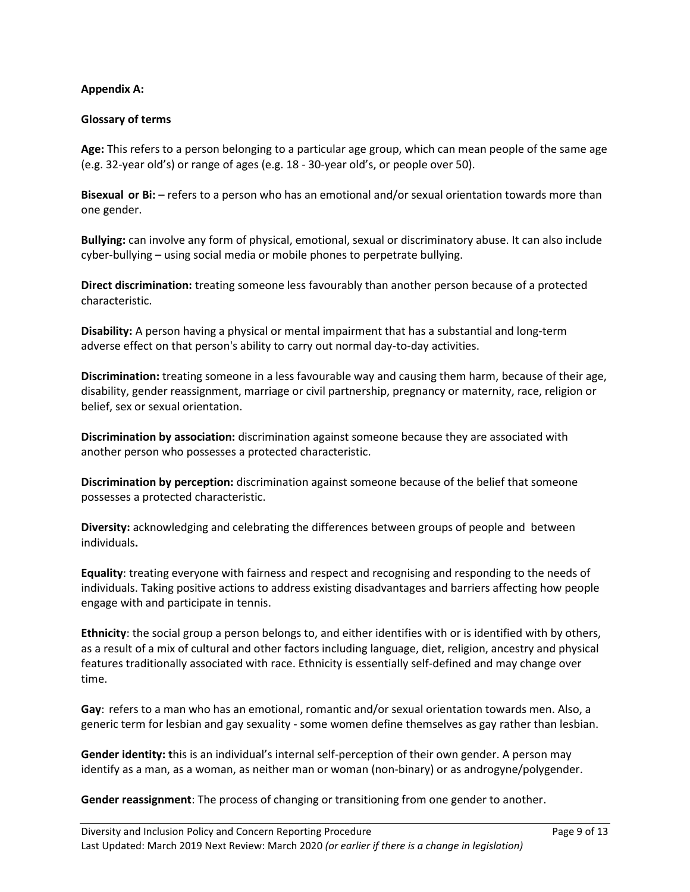**Appendix A:**

**Glossary of terms**

**Age:** This refers to a person belonging to a particular age group, which can mean people of the same age (e.g. 32-year old's) or range of ages (e.g. 18 - 30-year old's, or people over 50).

**Bisexual or Bi:** – refers to a person who has an emotional and/or sexual orientation towards more than one gender.

**Bullying:** can involve any form of physical, emotional, sexual or discriminatory abuse. It can also include cyber-bullying – using social media or mobile phones to perpetrate bullying.

**Direct discrimination:** treating someone less favourably than another person because of a protected characteristic.

**Disability:** A person having a physical or mental impairment that has a substantial and long-term adverse effect on that person's ability to carry out normal day-to-day activities.

**Discrimination:** treating someone in a less favourable way and causing them harm, because of their age, disability, gender reassignment, marriage or civil partnership, pregnancy or maternity, race, religion or belief, sex or sexual orientation.

**Discrimination by association:** discrimination against someone because they are associated with another person who possesses a protected characteristic.

**Discrimination by perception:** discrimination against someone because of the belief that someone possesses a protected characteristic.

**Diversity:** acknowledging and celebrating the differences between groups of people and between individuals**.**

**Equality**: treating everyone with fairness and respect and recognising and responding to the needs of individuals. Taking positive actions to address existing disadvantages and barriers affecting how people engage with and participate in tennis.

**Ethnicity**: the social group a person belongs to, and either identifies with or is identified with by others, as a result of a mix of cultural and other factors including language, diet, religion, ancestry and physical features traditionally associated with race. Ethnicity is essentially self-defined and may change over time.

**Gay**: refers to a man who has an emotional, romantic and/or sexual orientation towards men. Also, a generic term for lesbian and gay sexuality - some women define themselves as gay rather than lesbian.

**Gender identity: t**his is an individual's internal self-perception of their own gender. A person may identify as a man, as a woman, as neither man or woman (non-binary) or as androgyne/polygender.

**Gender reassignment**: The process of changing or transitioning from one gender to another.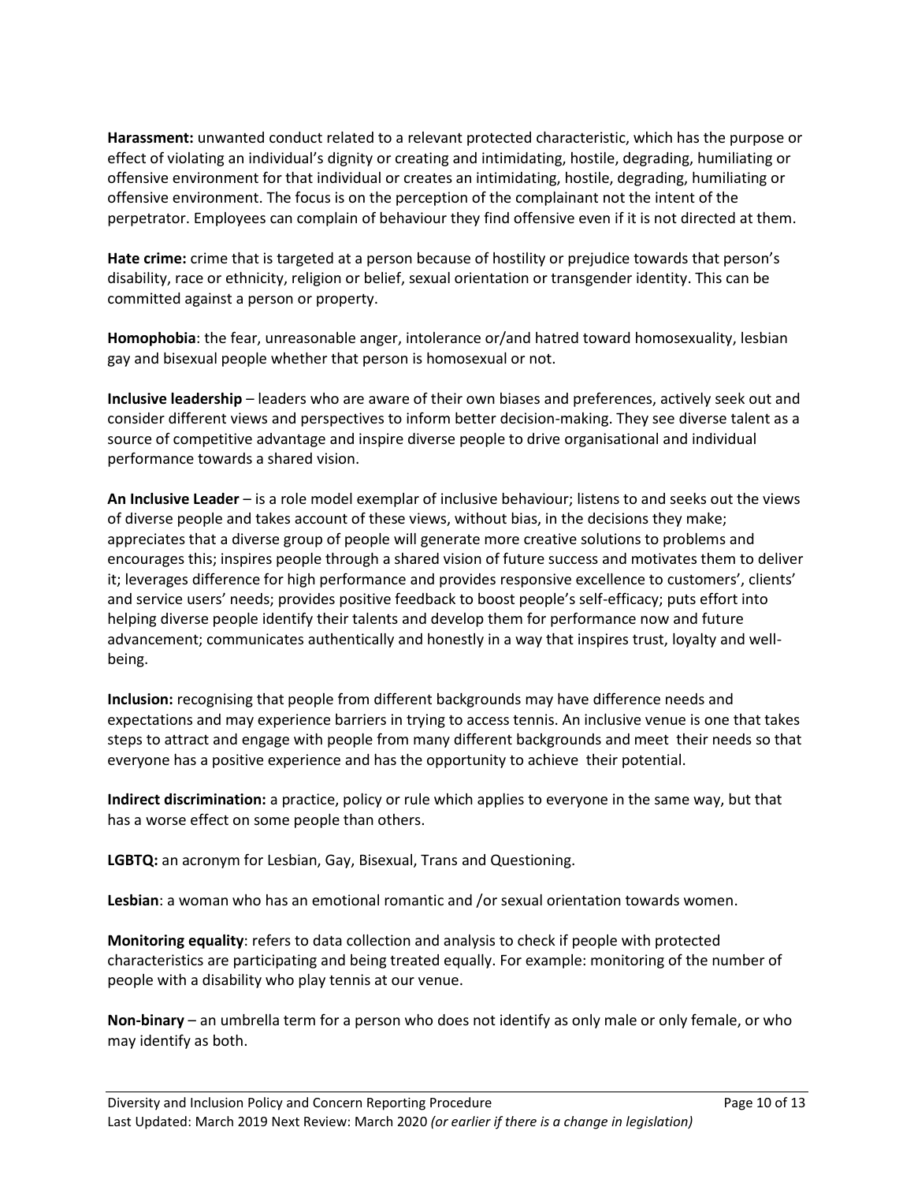**Harassment:** unwanted conduct related to a relevant protected characteristic, which has the purpose or effect of violating an individual's dignity or creating and intimidating, hostile, degrading, humiliating or offensive environment for that individual or creates an intimidating, hostile, degrading, humiliating or offensive environment. The focus is on the perception of the complainant not the intent of the perpetrator. Employees can complain of behaviour they find offensive even if it is not directed at them.

**Hate crime:** crime that is targeted at a person because of hostility or prejudice towards that person's disability, race or ethnicity, religion or belief, sexual orientation or transgender identity. This can be committed against a person or property.

**Homophobia**: the fear, unreasonable anger, intolerance or/and hatred toward homosexuality, lesbian gay and bisexual people whether that person is homosexual or not.

**Inclusive leadership** – leaders who are aware of their own biases and preferences, actively seek out and consider different views and perspectives to inform better decision-making. They see diverse talent as a source of competitive advantage and inspire diverse people to drive organisational and individual performance towards a shared vision.

**An Inclusive Leader** – is a role model exemplar of inclusive behaviour; listens to and seeks out the views of diverse people and takes account of these views, without bias, in the decisions they make; appreciates that a diverse group of people will generate more creative solutions to problems and encourages this; inspires people through a shared vision of future success and motivates them to deliver it; leverages difference for high performance and provides responsive excellence to customers', clients' and service users' needs; provides positive feedback to boost people's self-efficacy; puts effort into helping diverse people identify their talents and develop them for performance now and future advancement; communicates authentically and honestly in a way that inspires trust, loyalty and well-being.

**Inclusion:** recognising that people from different backgrounds may have difference needs and expectations and may experience barriers in trying to access tennis. An inclusive venue is one that takes steps to attract and engage with people from many different backgrounds and meet their needs so that everyone has a positive experience and has the opportunity to achieve their potential.

**Indirect discrimination:** a practice, policy or rule which applies to everyone in the same way, but that has a worse effect on some people than others.

**LGBTQ:** an acronym for Lesbian, Gay, Bisexual, Trans and Questioning.

**Lesbian**: a woman who has an emotional romantic and /or sexual orientation towards women.

**Monitoring equality**: refers to data collection and analysis to check if people with protected characteristics are participating and being treated equally. For example: monitoring of the number of people with a disability who play tennis at our venue.

**Non-binary** – an umbrella term for a person who does not identify as only male or only female, or who may identify as both.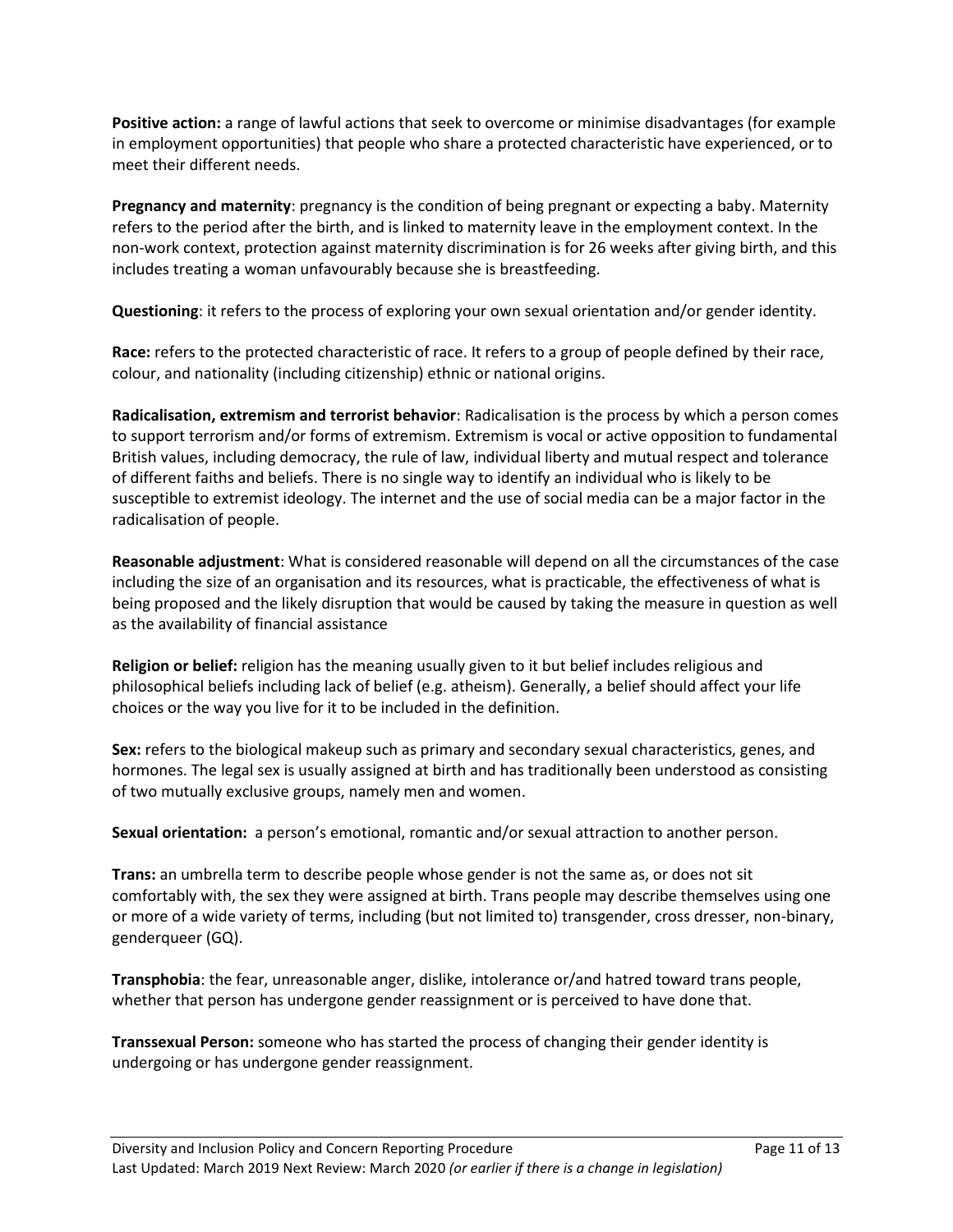**Positive action:** a range of lawful actions that seek to overcome or minimise disadvantages (for example in employment opportunities) that people who share a protected characteristic have experienced, or to meet their different needs.

**Pregnancy and maternity**: pregnancy is the condition of being pregnant or expecting a baby. Maternity refers to the period after the birth, and is linked to maternity leave in the employment context. In the non-work context, protection against maternity discrimination is for 26 weeks after giving birth, and this includes treating a woman unfavourably because she is breastfeeding.

**Questioning**: it refers to the process of exploring your own sexual orientation and/or gender identity.

**Race:** refers to the protected characteristic of race. It refers to a group of people defined by their race, colour, and nationality (including citizenship) ethnic or national origins.

**Radicalisation, extremism and terrorist behavior**: Radicalisation is the process by which a person comes to support terrorism and/or forms of extremism. Extremism is vocal or active opposition to fundamental British values, including democracy, the rule of law, individual liberty and mutual respect and tolerance of different faiths and beliefs. There is no single way to identify an individual who is likely to be susceptible to extremist ideology. The internet and the use of social media can be a major factor in the radicalisation of people.

**Reasonable adjustment**: What is considered reasonable will depend on all the circumstances of the case including the size of an organisation and its resources, what is practicable, the effectiveness of what is being proposed and the likely disruption that would be caused by taking the measure in question as well as the availability of financial assistance

**Religion or belief:** religion has the meaning usually given to it but belief includes religious and philosophical beliefs including lack of belief (e.g. atheism). Generally, a belief should affect your life choices or the way you live for it to be included in the definition.

**Sex:** refers to the biological makeup such as primary and secondary sexual characteristics, genes, and hormones. The legal sex is usually assigned at birth and has traditionally been understood as consisting of two mutually exclusive groups, namely men and women.

**Sexual orientation:** a person's emotional, romantic and/or sexual attraction to another person.

**Trans:** an umbrella term to describe people whose gender is not the same as, or does not sit comfortably with, the sex they were assigned at birth. Trans people may describe themselves using one or more of a wide variety of terms, including (but not limited to) transgender, cross dresser, non-binary, genderqueer (GQ).

**Transphobia**: the fear, unreasonable anger, dislike, intolerance or/and hatred toward trans people, whether that person has undergone gender reassignment or is perceived to have done that.

**Transsexual Person:** someone who has started the process of changing their gender identity is undergoing or has undergone gender reassignment.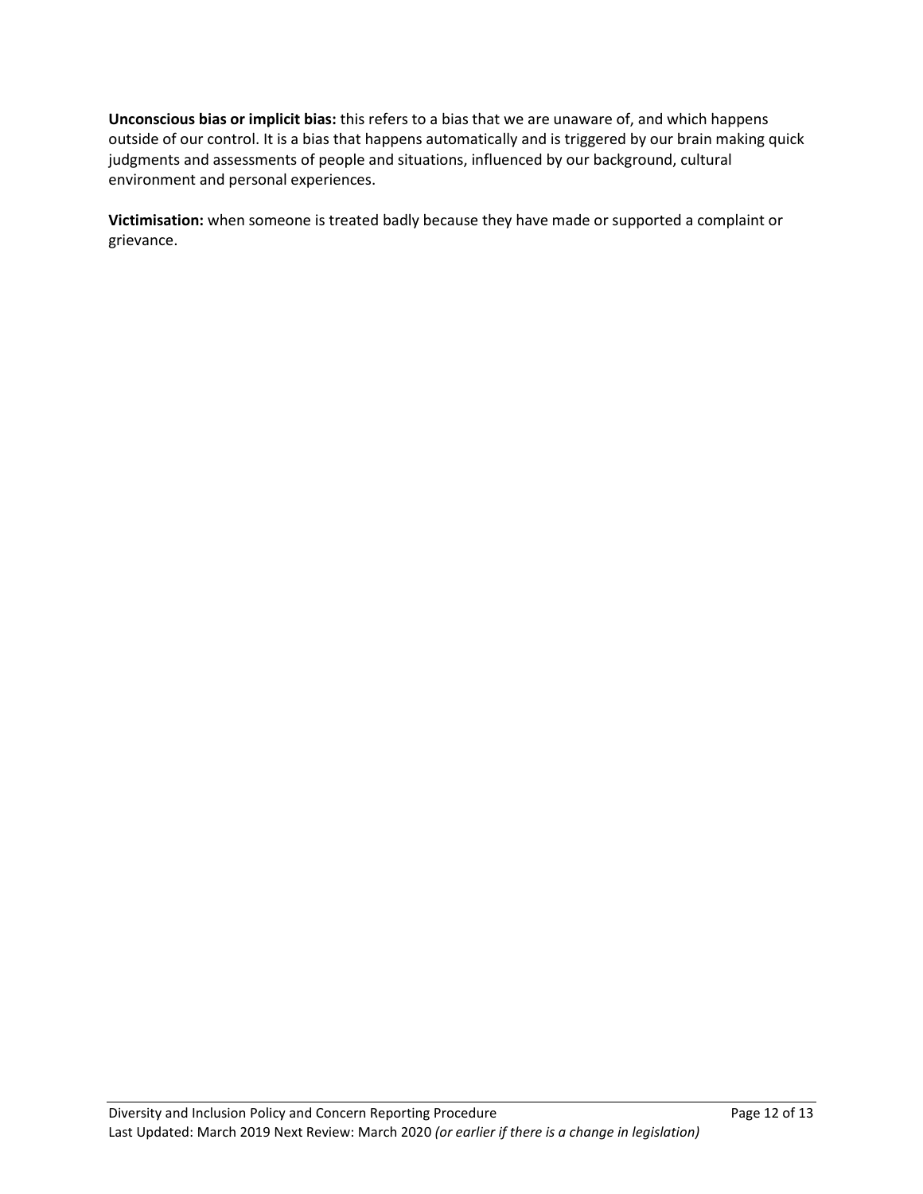**Unconscious bias or implicit bias:** this refers to a bias that we are unaware of, and which happens outside of our control. It is a bias that happens automatically and is triggered by our brain making quick judgments and assessments of people and situations, influenced by our background, cultural environment and personal experiences.

**Victimisation:** when someone is treated badly because they have made or supported a complaint or grievance.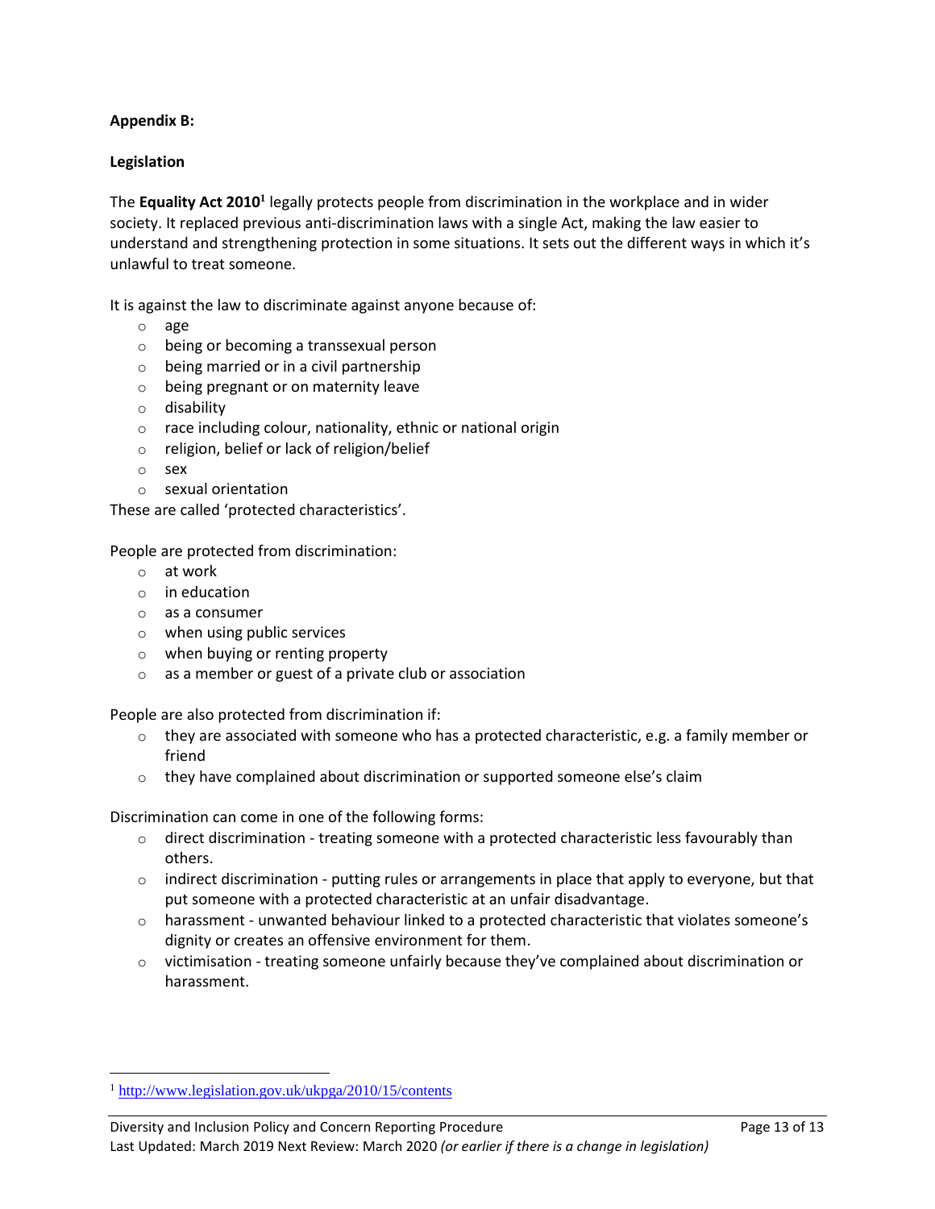**Appendix B:**

**Legislation**

The **Equality Act 2010**[1] legally protects people from discrimination in the workplace and in wider society. It replaced previous anti-discrimination laws with a single Act, making the law easier to understand and strengthening protection in some situations. It sets out the different ways in which it's unlawful to treat someone.

It is against the law to discriminate against anyone because of:

- age
- being or becoming a transsexual person
- being married or in a civil partnership
- being pregnant or on maternity leave
- disability
- race including colour, nationality, ethnic or national origin
- religion, belief or lack of religion/belief
- sex
- sexual orientation

These are called 'protected characteristics'.

People are protected from discrimination:

- at work
- in education
- as a consumer
- when using public services
- when buying or renting property
- as a member or guest of a private club or association

People are also protected from discrimination if:

- they are associated with someone who has a protected characteristic, e.g. a family member or friend
- they have complained about discrimination or supported someone else's claim

Discrimination can come in one of the following forms:

- direct discrimination - treating someone with a protected characteristic less favourably than others.
- indirect discrimination - putting rules or arrangements in place that apply to everyone, but that put someone with a protected characteristic at an unfair disadvantage.
- harassment - unwanted behaviour linked to a protected characteristic that violates someone's dignity or creates an offensive environment for them.
- victimisation - treating someone unfairly because they've complained about discrimination or harassment.

[1] http://www.legislation.gov.uk/ukpga/2010/15/contents